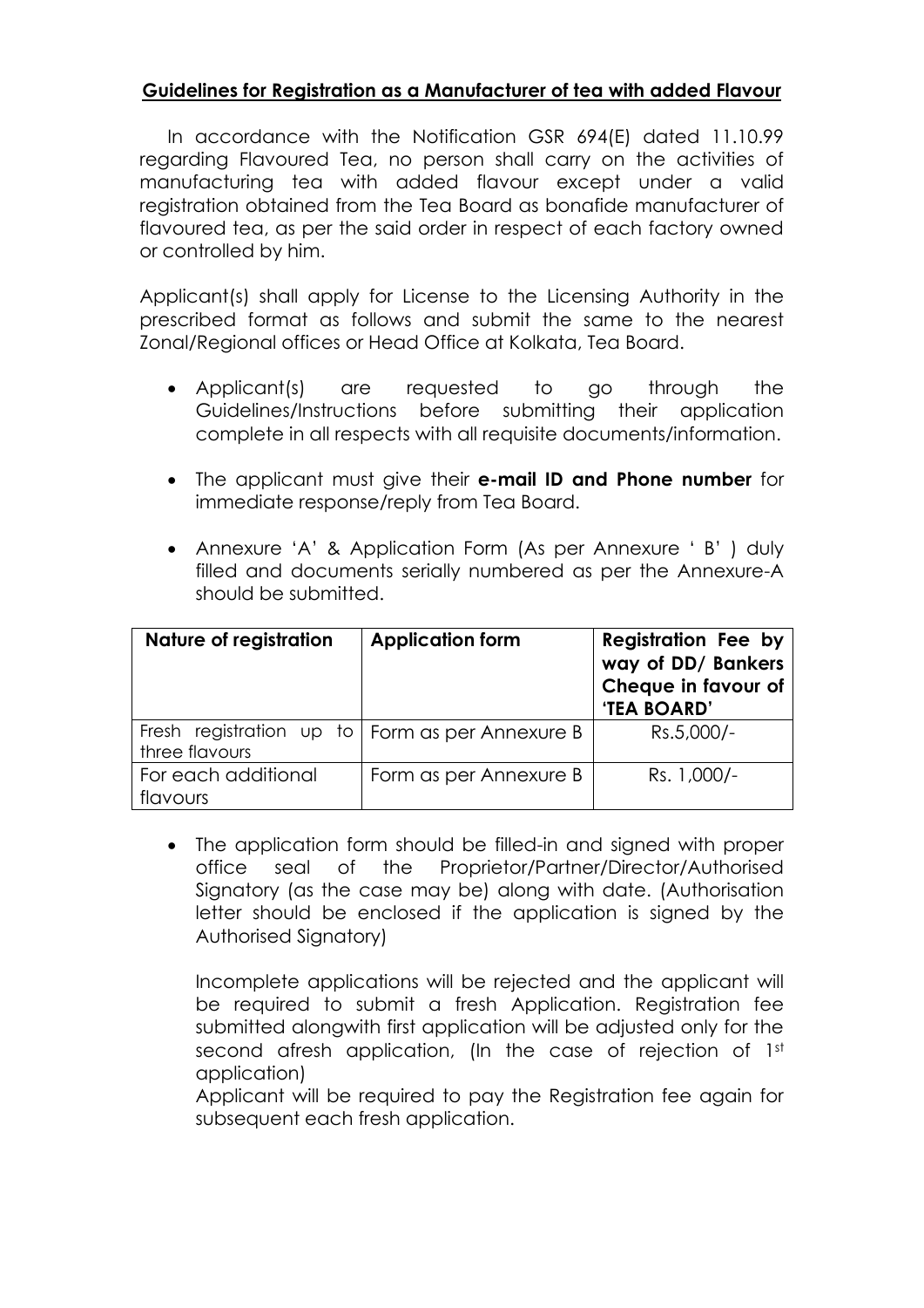## Guidelines for Registration as a Manufacturer of tea with added Flavour

In accordance with the Notification GSR 694(E) dated 11.10.99 regarding Flavoured Tea, no person shall carry on the activities of manufacturing tea with added flavour except under a valid registration obtained from the Tea Board as bonafide manufacturer of flavoured tea, as per the said order in respect of each factory owned or controlled by him.

Applicant(s) shall apply for License to the Licensing Authority in the prescribed format as follows and submit the same to the nearest Zonal/Regional offices or Head Office at Kolkata, Tea Board.

- Applicant(s) are requested to go through the Guidelines/Instructions before submitting their application complete in all respects with all requisite documents/information.

- The applicant must give their **e-mail ID and Phone number** for immediate response/reply from Tea Board.

- Annexure 'A' & Application Form (As per Annexure ' B' ) duly filled and documents serially numbered as per the Annexure-A should be submitted.

| **Nature of registration** | **Application form** | **Registration Fee by way of DD/ Bankers Cheque in favour of 'TEA BOARD'** |
|---|---|---|
| Fresh registration up to three flavours | Form as per Annexure B | Rs.5,000/- |
| For each additional flavours | Form as per Annexure B | Rs. 1,000/- |

- The application form should be filled-in and signed with proper office seal of the Proprietor/Partner/Director/Authorised Signatory (as the case may be) along with date. (Authorisation letter should be enclosed if the application is signed by the Authorised Signatory)

  Incomplete applications will be rejected and the applicant will be required to submit a fresh Application. Registration fee submitted alongwith first application will be adjusted only for the second afresh application, (In the case of rejection of 1st application)

  Applicant will be required to pay the Registration fee again for subsequent each fresh application.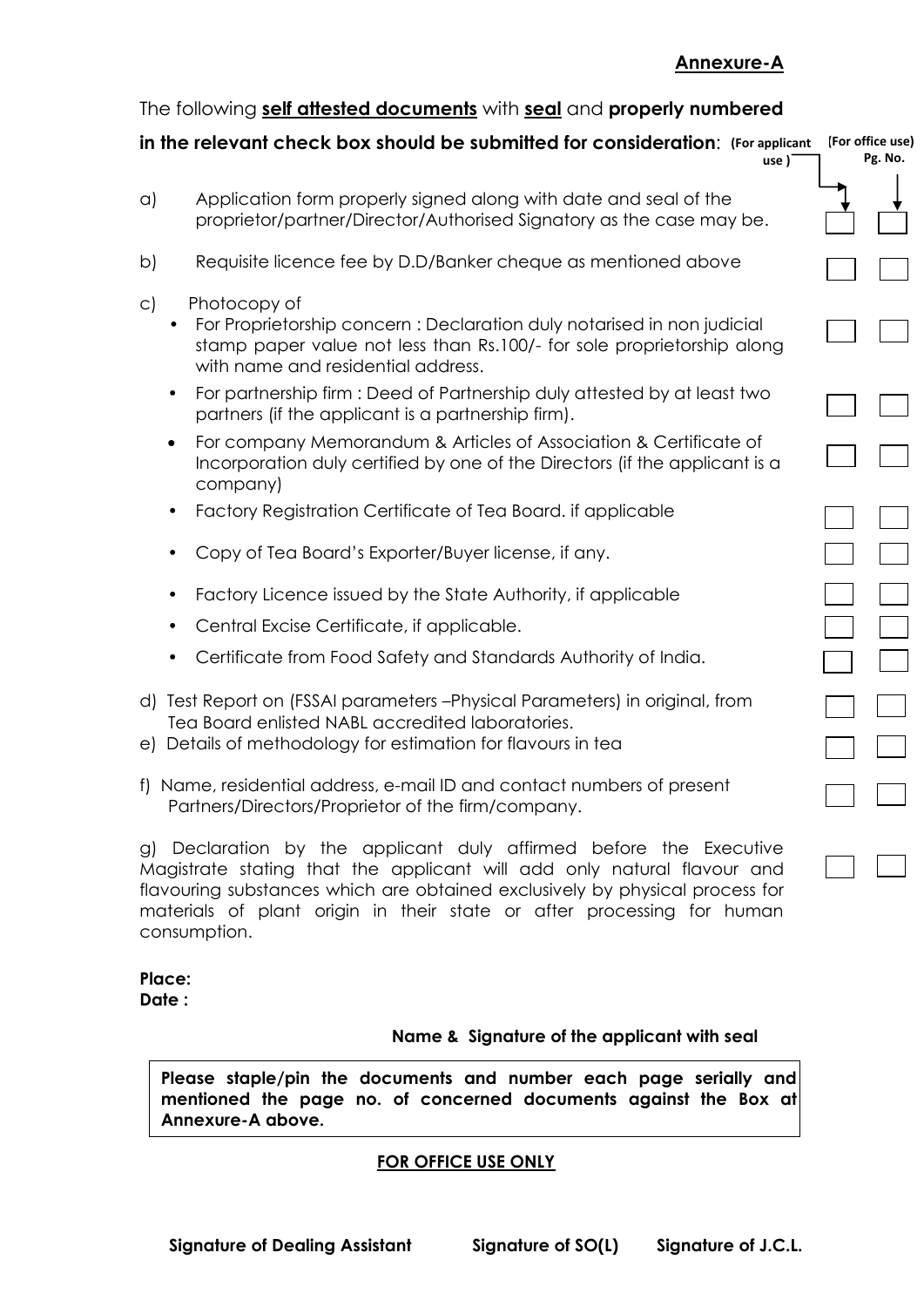**Annexure-A**

The following **self attested documents** with **seal** and **properly numbered in the relevant check box should be submitted for consideration**:

| | (For applicant use) | (For office use) Pg. No. |
|---|---|---|
| a) Application form properly signed along with date and seal of the proprietor/partner/Director/Authorised Signatory as the case may be. | | |
| b) Requisite licence fee by D.D/Banker cheque as mentioned above | | |
| c) Photocopy of | | |
| • For Proprietorship concern : Declaration duly notarised in non judicial stamp paper value not less than Rs.100/- for sole proprietorship along with name and residential address. | | |
| • For partnership firm : Deed of Partnership duly attested by at least two partners (if the applicant is a partnership firm). | | |
| • For company Memorandum & Articles of Association & Certificate of Incorporation duly certified by one of the Directors (if the applicant is a company) | | |
| • Factory Registration Certificate of Tea Board. if applicable | | |
| • Copy of Tea Board's Exporter/Buyer license, if any. | | |
| • Factory Licence issued by the State Authority, if applicable | | |
| • Central Excise Certificate, if applicable. | | |
| • Certificate from Food Safety and Standards Authority of India. | | |
| d) Test Report on (FSSAI parameters –Physical Parameters) in original, from Tea Board enlisted NABL accredited laboratories. | | |
| e) Details of methodology for estimation for flavours in tea | | |
| f) Name, residential address, e-mail ID and contact numbers of present Partners/Directors/Proprietor of the firm/company. | | |
| g) Declaration by the applicant duly affirmed before the Executive Magistrate stating that the applicant will add only natural flavour and flavouring substances which are obtained exclusively by physical process for materials of plant origin in their state or after processing for human consumption. | | |

**Place:**
**Date :**

**Name & Signature of the applicant with seal**

**Please staple/pin the documents and number each page serially and mentioned the page no. of concerned documents against the Box at Annexure-A above.**

**FOR OFFICE USE ONLY**

**Signature of Dealing Assistant** **Signature of SO(L)** **Signature of J.C.L.**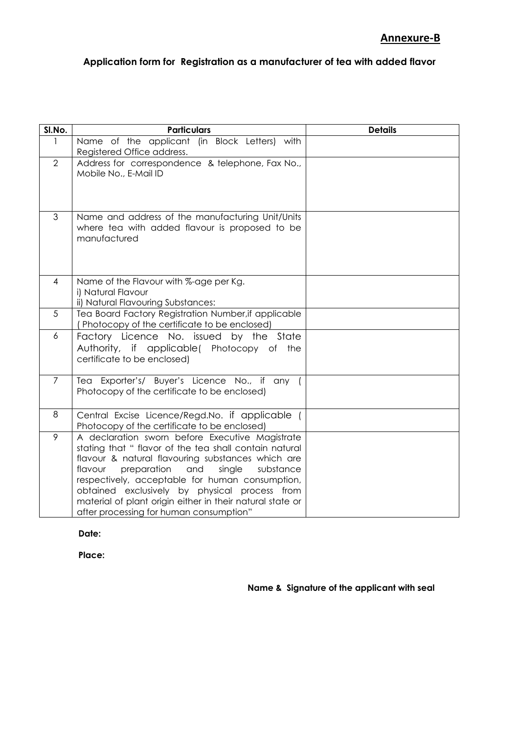**Annexure-B**

## Application form for Registration as a manufacturer of tea with added flavor

| Sl.No. | Particulars | Details |
|---|---|---|
| 1 | Name of the applicant (in Block Letters) with Registered Office address. | |
| 2 | Address for correspondence & telephone, Fax No., Mobile No., E-Mail ID | |
| 3 | Name and address of the manufacturing Unit/Units where tea with added flavour is proposed to be manufactured | |
| 4 | Name of the Flavour with %-age per Kg.<br>i) Natural Flavour<br>ii) Natural Flavouring Substances: | |
| 5 | Tea Board Factory Registration Number,if applicable ( Photocopy of the certificate to be enclosed) | |
| 6 | Factory Licence No. issued by the State Authority, if applicable( Photocopy of the certificate to be enclosed) | |
| 7 | Tea Exporter's/ Buyer's Licence No., if any ( Photocopy of the certificate to be enclosed) | |
| 8 | Central Excise Licence/Regd.No. if applicable ( Photocopy of the certificate to be enclosed) | |
| 9 | A declaration sworn before Executive Magistrate stating that " flavor of the tea shall contain natural flavour & natural flavouring substances which are flavour preparation and single substance respectively, acceptable for human consumption, obtained exclusively by physical process from material of plant origin either in their natural state or after processing for human consumption" | |

**Date:**

**Place:**

**Name & Signature of the applicant with seal**